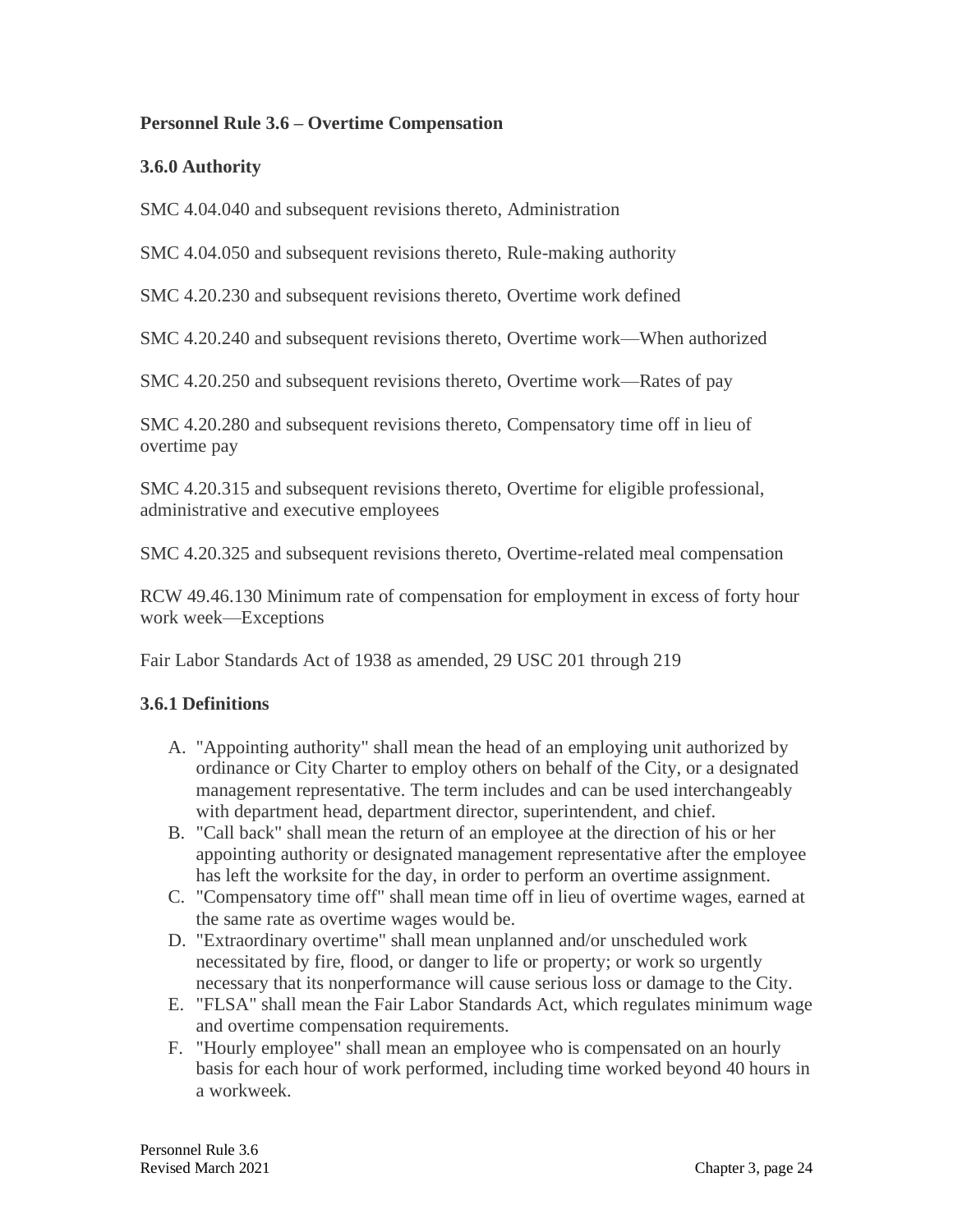## Personnel Rule 3.6 – Overtime Compensation

### 3.6.0 Authority

SMC 4.04.040 and subsequent revisions thereto, Administration

SMC 4.04.050 and subsequent revisions thereto, Rule-making authority

SMC 4.20.230 and subsequent revisions thereto, Overtime work defined

SMC 4.20.240 and subsequent revisions thereto, Overtime work—When authorized

SMC 4.20.250 and subsequent revisions thereto, Overtime work—Rates of pay

SMC 4.20.280 and subsequent revisions thereto, Compensatory time off in lieu of overtime pay

SMC 4.20.315 and subsequent revisions thereto, Overtime for eligible professional, administrative and executive employees

SMC 4.20.325 and subsequent revisions thereto, Overtime-related meal compensation

RCW 49.46.130 Minimum rate of compensation for employment in excess of forty hour work week—Exceptions

Fair Labor Standards Act of 1938 as amended, 29 USC 201 through 219

### 3.6.1 Definitions

A. "Appointing authority" shall mean the head of an employing unit authorized by ordinance or City Charter to employ others on behalf of the City, or a designated management representative. The term includes and can be used interchangeably with department head, department director, superintendent, and chief.
B. "Call back" shall mean the return of an employee at the direction of his or her appointing authority or designated management representative after the employee has left the worksite for the day, in order to perform an overtime assignment.
C. "Compensatory time off" shall mean time off in lieu of overtime wages, earned at the same rate as overtime wages would be.
D. "Extraordinary overtime" shall mean unplanned and/or unscheduled work necessitated by fire, flood, or danger to life or property; or work so urgently necessary that its nonperformance will cause serious loss or damage to the City.
E. "FLSA" shall mean the Fair Labor Standards Act, which regulates minimum wage and overtime compensation requirements.
F. "Hourly employee" shall mean an employee who is compensated on an hourly basis for each hour of work performed, including time worked beyond 40 hours in a workweek.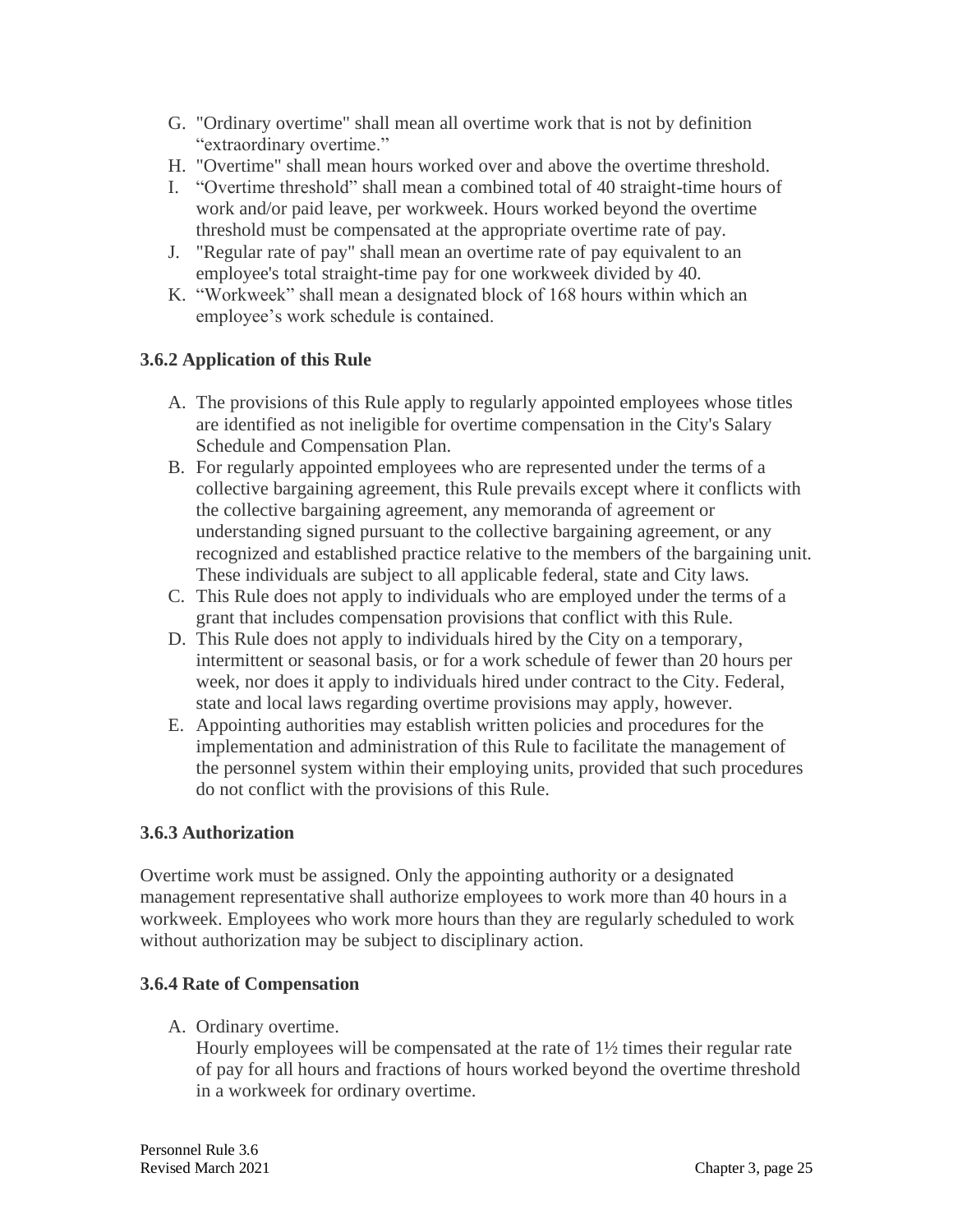G. "Ordinary overtime" shall mean all overtime work that is not by definition “extraordinary overtime.”
H. "Overtime" shall mean hours worked over and above the overtime threshold.
I. “Overtime threshold” shall mean a combined total of 40 straight-time hours of work and/or paid leave, per workweek. Hours worked beyond the overtime threshold must be compensated at the appropriate overtime rate of pay.
J. "Regular rate of pay" shall mean an overtime rate of pay equivalent to an employee's total straight-time pay for one workweek divided by 40.
K. “Workweek” shall mean a designated block of 168 hours within which an employee’s work schedule is contained.

### 3.6.2 Application of this Rule

A. The provisions of this Rule apply to regularly appointed employees whose titles are identified as not ineligible for overtime compensation in the City's Salary Schedule and Compensation Plan.
B. For regularly appointed employees who are represented under the terms of a collective bargaining agreement, this Rule prevails except where it conflicts with the collective bargaining agreement, any memoranda of agreement or understanding signed pursuant to the collective bargaining agreement, or any recognized and established practice relative to the members of the bargaining unit. These individuals are subject to all applicable federal, state and City laws.
C. This Rule does not apply to individuals who are employed under the terms of a grant that includes compensation provisions that conflict with this Rule.
D. This Rule does not apply to individuals hired by the City on a temporary, intermittent or seasonal basis, or for a work schedule of fewer than 20 hours per week, nor does it apply to individuals hired under contract to the City. Federal, state and local laws regarding overtime provisions may apply, however.
E. Appointing authorities may establish written policies and procedures for the implementation and administration of this Rule to facilitate the management of the personnel system within their employing units, provided that such procedures do not conflict with the provisions of this Rule.

### 3.6.3 Authorization

Overtime work must be assigned. Only the appointing authority or a designated management representative shall authorize employees to work more than 40 hours in a workweek. Employees who work more hours than they are regularly scheduled to work without authorization may be subject to disciplinary action.

### 3.6.4 Rate of Compensation

A. Ordinary overtime.
   Hourly employees will be compensated at the rate of 1½ times their regular rate of pay for all hours and fractions of hours worked beyond the overtime threshold in a workweek for ordinary overtime.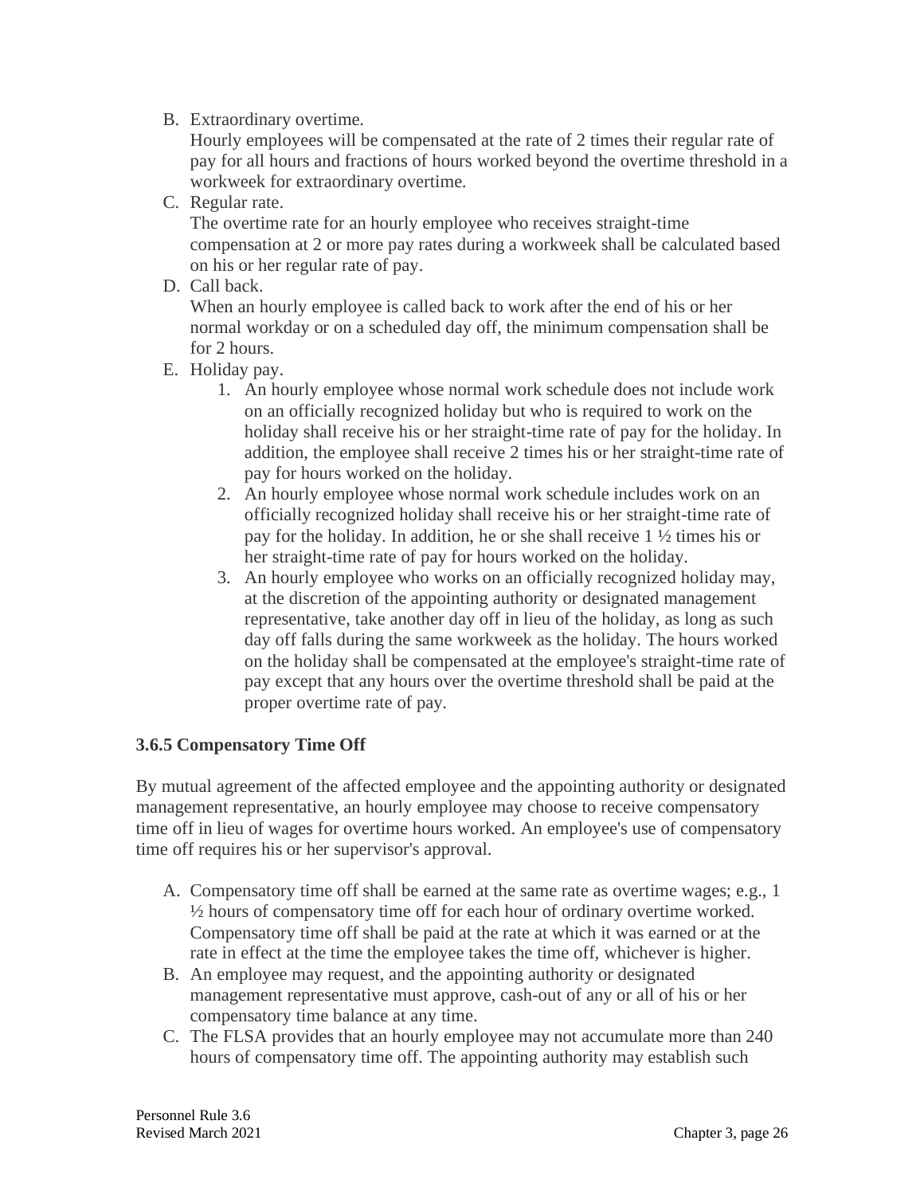B. Extraordinary overtime.
   Hourly employees will be compensated at the rate of 2 times their regular rate of pay for all hours and fractions of hours worked beyond the overtime threshold in a workweek for extraordinary overtime.
C. Regular rate.
   The overtime rate for an hourly employee who receives straight-time compensation at 2 or more pay rates during a workweek shall be calculated based on his or her regular rate of pay.
D. Call back.
   When an hourly employee is called back to work after the end of his or her normal workday or on a scheduled day off, the minimum compensation shall be for 2 hours.
E. Holiday pay.
   1. An hourly employee whose normal work schedule does not include work on an officially recognized holiday but who is required to work on the holiday shall receive his or her straight-time rate of pay for the holiday. In addition, the employee shall receive 2 times his or her straight-time rate of pay for hours worked on the holiday.
   2. An hourly employee whose normal work schedule includes work on an officially recognized holiday shall receive his or her straight-time rate of pay for the holiday. In addition, he or she shall receive 1 ½ times his or her straight-time rate of pay for hours worked on the holiday.
   3. An hourly employee who works on an officially recognized holiday may, at the discretion of the appointing authority or designated management representative, take another day off in lieu of the holiday, as long as such day off falls during the same workweek as the holiday. The hours worked on the holiday shall be compensated at the employee's straight-time rate of pay except that any hours over the overtime threshold shall be paid at the proper overtime rate of pay.

### 3.6.5 Compensatory Time Off

By mutual agreement of the affected employee and the appointing authority or designated management representative, an hourly employee may choose to receive compensatory time off in lieu of wages for overtime hours worked. An employee's use of compensatory time off requires his or her supervisor's approval.

A. Compensatory time off shall be earned at the same rate as overtime wages; e.g., 1 ½ hours of compensatory time off for each hour of ordinary overtime worked. Compensatory time off shall be paid at the rate at which it was earned or at the rate in effect at the time the employee takes the time off, whichever is higher.
B. An employee may request, and the appointing authority or designated management representative must approve, cash-out of any or all of his or her compensatory time balance at any time.
C. The FLSA provides that an hourly employee may not accumulate more than 240 hours of compensatory time off. The appointing authority may establish such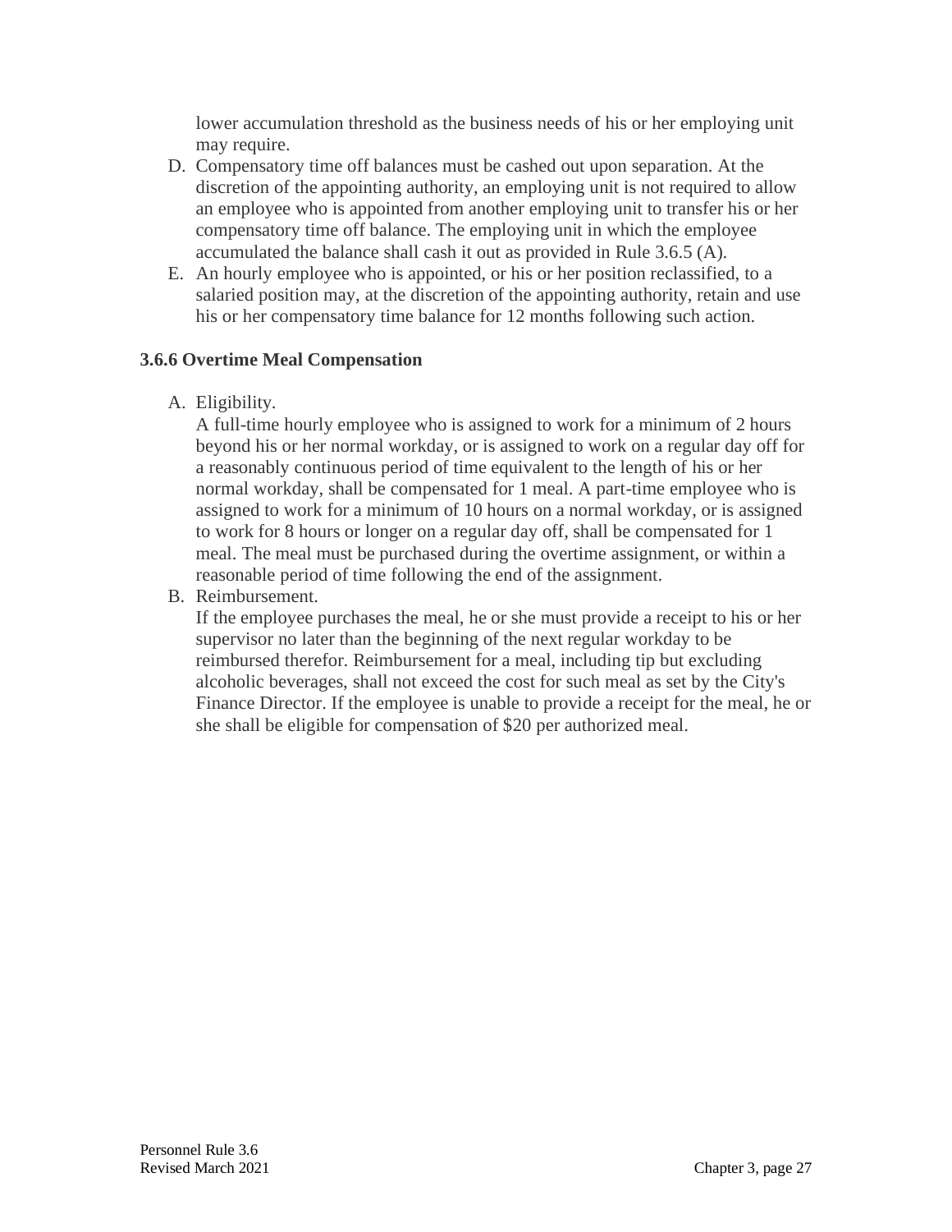lower accumulation threshold as the business needs of his or her employing unit may require.

D. Compensatory time off balances must be cashed out upon separation. At the discretion of the appointing authority, an employing unit is not required to allow an employee who is appointed from another employing unit to transfer his or her compensatory time off balance. The employing unit in which the employee accumulated the balance shall cash it out as provided in Rule 3.6.5 (A).
E. An hourly employee who is appointed, or his or her position reclassified, to a salaried position may, at the discretion of the appointing authority, retain and use his or her compensatory time balance for 12 months following such action.

### 3.6.6 Overtime Meal Compensation

A. Eligibility.
   A full-time hourly employee who is assigned to work for a minimum of 2 hours beyond his or her normal workday, or is assigned to work on a regular day off for a reasonably continuous period of time equivalent to the length of his or her normal workday, shall be compensated for 1 meal. A part-time employee who is assigned to work for a minimum of 10 hours on a normal workday, or is assigned to work for 8 hours or longer on a regular day off, shall be compensated for 1 meal. The meal must be purchased during the overtime assignment, or within a reasonable period of time following the end of the assignment.
B. Reimbursement.
   If the employee purchases the meal, he or she must provide a receipt to his or her supervisor no later than the beginning of the next regular workday to be reimbursed therefor. Reimbursement for a meal, including tip but excluding alcoholic beverages, shall not exceed the cost for such meal as set by the City's Finance Director. If the employee is unable to provide a receipt for the meal, he or she shall be eligible for compensation of $20 per authorized meal.